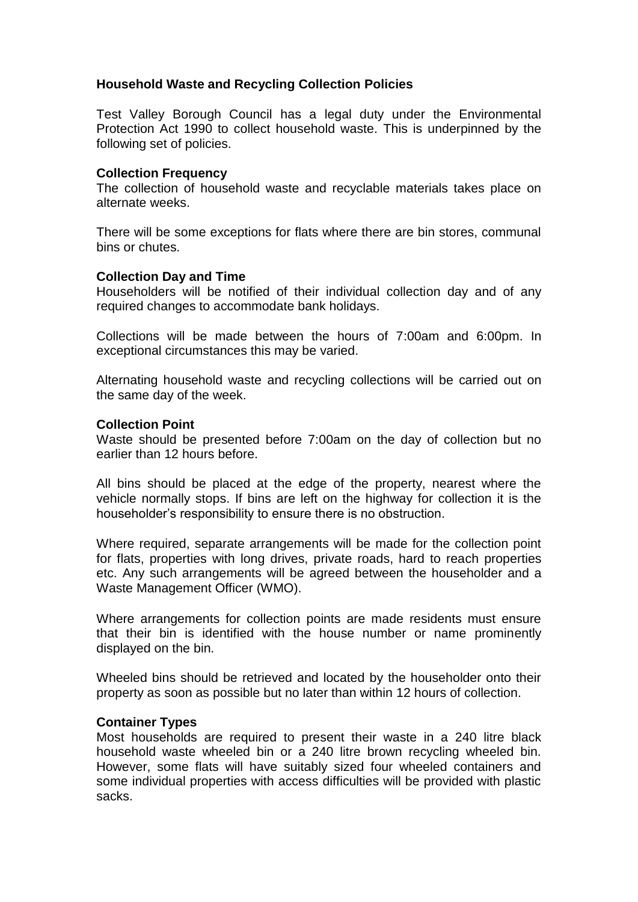# Household Waste and Recycling Collection Policies

Test Valley Borough Council has a legal duty under the Environmental Protection Act 1990 to collect household waste. This is underpinned by the following set of policies.

## Collection Frequency

The collection of household waste and recyclable materials takes place on alternate weeks.

There will be some exceptions for flats where there are bin stores, communal bins or chutes.

## Collection Day and Time

Householders will be notified of their individual collection day and of any required changes to accommodate bank holidays.

Collections will be made between the hours of 7:00am and 6:00pm. In exceptional circumstances this may be varied.

Alternating household waste and recycling collections will be carried out on the same day of the week.

## Collection Point

Waste should be presented before 7:00am on the day of collection but no earlier than 12 hours before.

All bins should be placed at the edge of the property, nearest where the vehicle normally stops. If bins are left on the highway for collection it is the householder's responsibility to ensure there is no obstruction.

Where required, separate arrangements will be made for the collection point for flats, properties with long drives, private roads, hard to reach properties etc. Any such arrangements will be agreed between the householder and a Waste Management Officer (WMO).

Where arrangements for collection points are made residents must ensure that their bin is identified with the house number or name prominently displayed on the bin.

Wheeled bins should be retrieved and located by the householder onto their property as soon as possible but no later than within 12 hours of collection.

## Container Types

Most households are required to present their waste in a 240 litre black household waste wheeled bin or a 240 litre brown recycling wheeled bin. However, some flats will have suitably sized four wheeled containers and some individual properties with access difficulties will be provided with plastic sacks.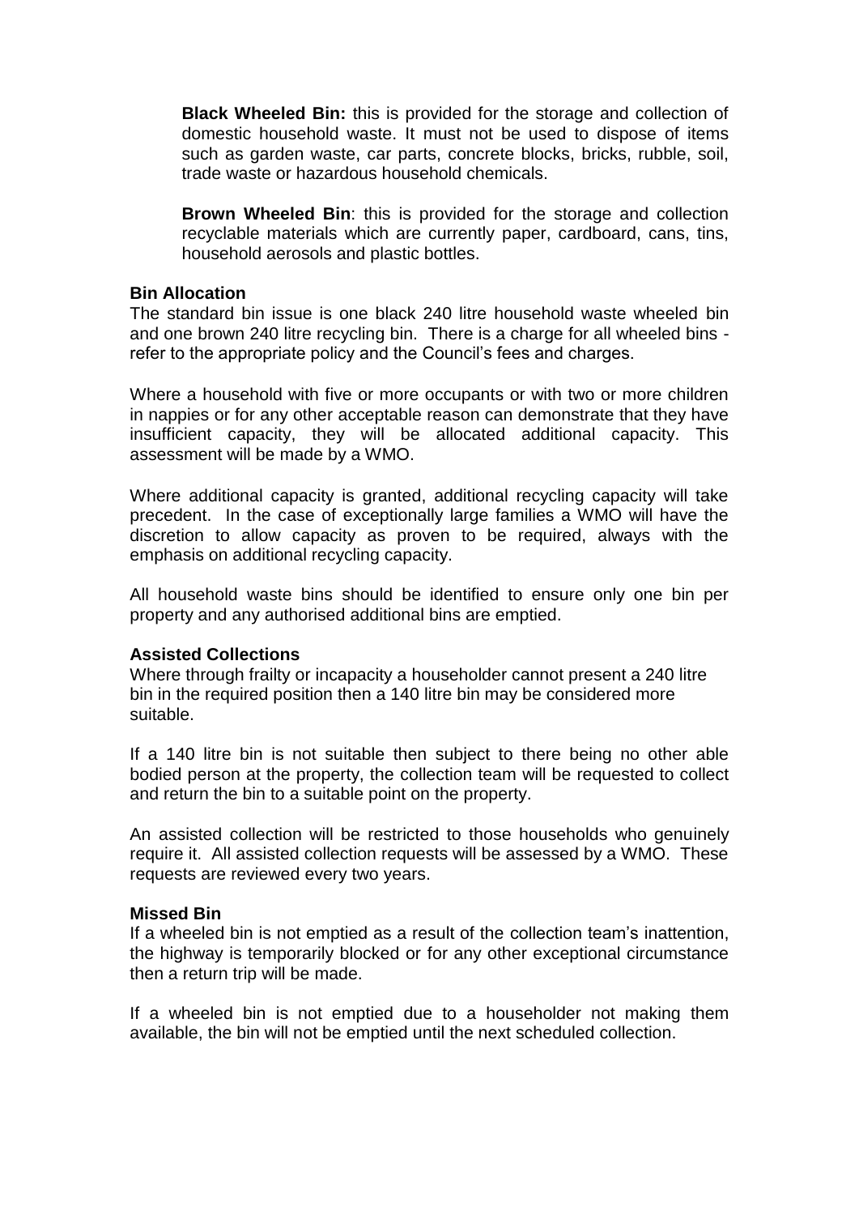**Black Wheeled Bin:** this is provided for the storage and collection of domestic household waste. It must not be used to dispose of items such as garden waste, car parts, concrete blocks, bricks, rubble, soil, trade waste or hazardous household chemicals.

**Brown Wheeled Bin**: this is provided for the storage and collection recyclable materials which are currently paper, cardboard, cans, tins, household aerosols and plastic bottles.

**Bin Allocation**

The standard bin issue is one black 240 litre household waste wheeled bin and one brown 240 litre recycling bin. There is a charge for all wheeled bins - refer to the appropriate policy and the Council's fees and charges.

Where a household with five or more occupants or with two or more children in nappies or for any other acceptable reason can demonstrate that they have insufficient capacity, they will be allocated additional capacity. This assessment will be made by a WMO.

Where additional capacity is granted, additional recycling capacity will take precedent. In the case of exceptionally large families a WMO will have the discretion to allow capacity as proven to be required, always with the emphasis on additional recycling capacity.

All household waste bins should be identified to ensure only one bin per property and any authorised additional bins are emptied.

**Assisted Collections**

Where through frailty or incapacity a householder cannot present a 240 litre bin in the required position then a 140 litre bin may be considered more suitable.

If a 140 litre bin is not suitable then subject to there being no other able bodied person at the property, the collection team will be requested to collect and return the bin to a suitable point on the property.

An assisted collection will be restricted to those households who genuinely require it. All assisted collection requests will be assessed by a WMO. These requests are reviewed every two years.

**Missed Bin**

If a wheeled bin is not emptied as a result of the collection team's inattention, the highway is temporarily blocked or for any other exceptional circumstance then a return trip will be made.

If a wheeled bin is not emptied due to a householder not making them available, the bin will not be emptied until the next scheduled collection.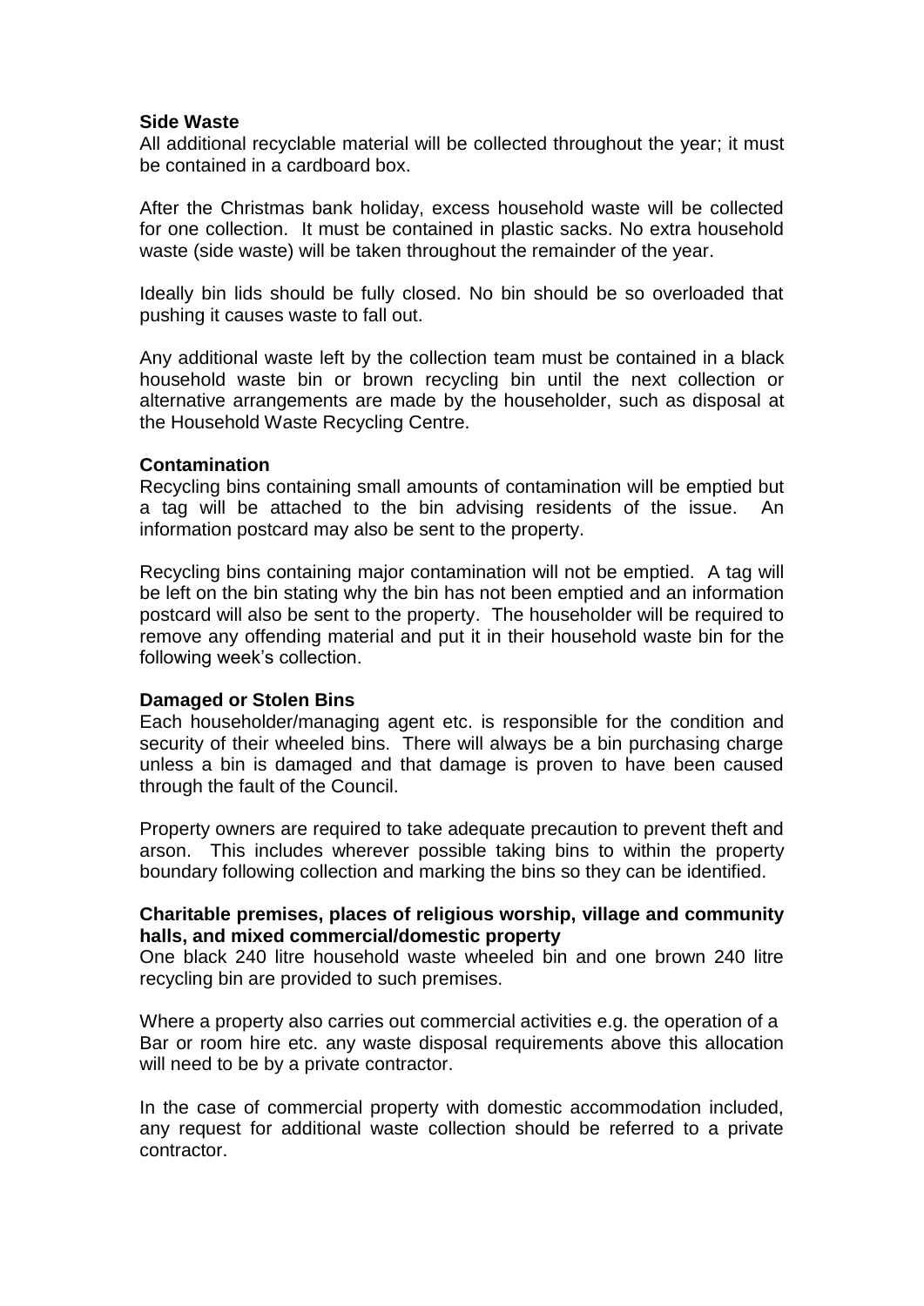**Side Waste**
All additional recyclable material will be collected throughout the year; it must be contained in a cardboard box.

After the Christmas bank holiday, excess household waste will be collected for one collection. It must be contained in plastic sacks. No extra household waste (side waste) will be taken throughout the remainder of the year.

Ideally bin lids should be fully closed. No bin should be so overloaded that pushing it causes waste to fall out.

Any additional waste left by the collection team must be contained in a black household waste bin or brown recycling bin until the next collection or alternative arrangements are made by the householder, such as disposal at the Household Waste Recycling Centre.

**Contamination**
Recycling bins containing small amounts of contamination will be emptied but a tag will be attached to the bin advising residents of the issue. An information postcard may also be sent to the property.

Recycling bins containing major contamination will not be emptied. A tag will be left on the bin stating why the bin has not been emptied and an information postcard will also be sent to the property. The householder will be required to remove any offending material and put it in their household waste bin for the following week's collection.

**Damaged or Stolen Bins**
Each householder/managing agent etc. is responsible for the condition and security of their wheeled bins. There will always be a bin purchasing charge unless a bin is damaged and that damage is proven to have been caused through the fault of the Council.

Property owners are required to take adequate precaution to prevent theft and arson. This includes wherever possible taking bins to within the property boundary following collection and marking the bins so they can be identified.

**Charitable premises, places of religious worship, village and community halls, and mixed commercial/domestic property**
One black 240 litre household waste wheeled bin and one brown 240 litre recycling bin are provided to such premises.

Where a property also carries out commercial activities e.g. the operation of a Bar or room hire etc. any waste disposal requirements above this allocation will need to be by a private contractor.

In the case of commercial property with domestic accommodation included, any request for additional waste collection should be referred to a private contractor.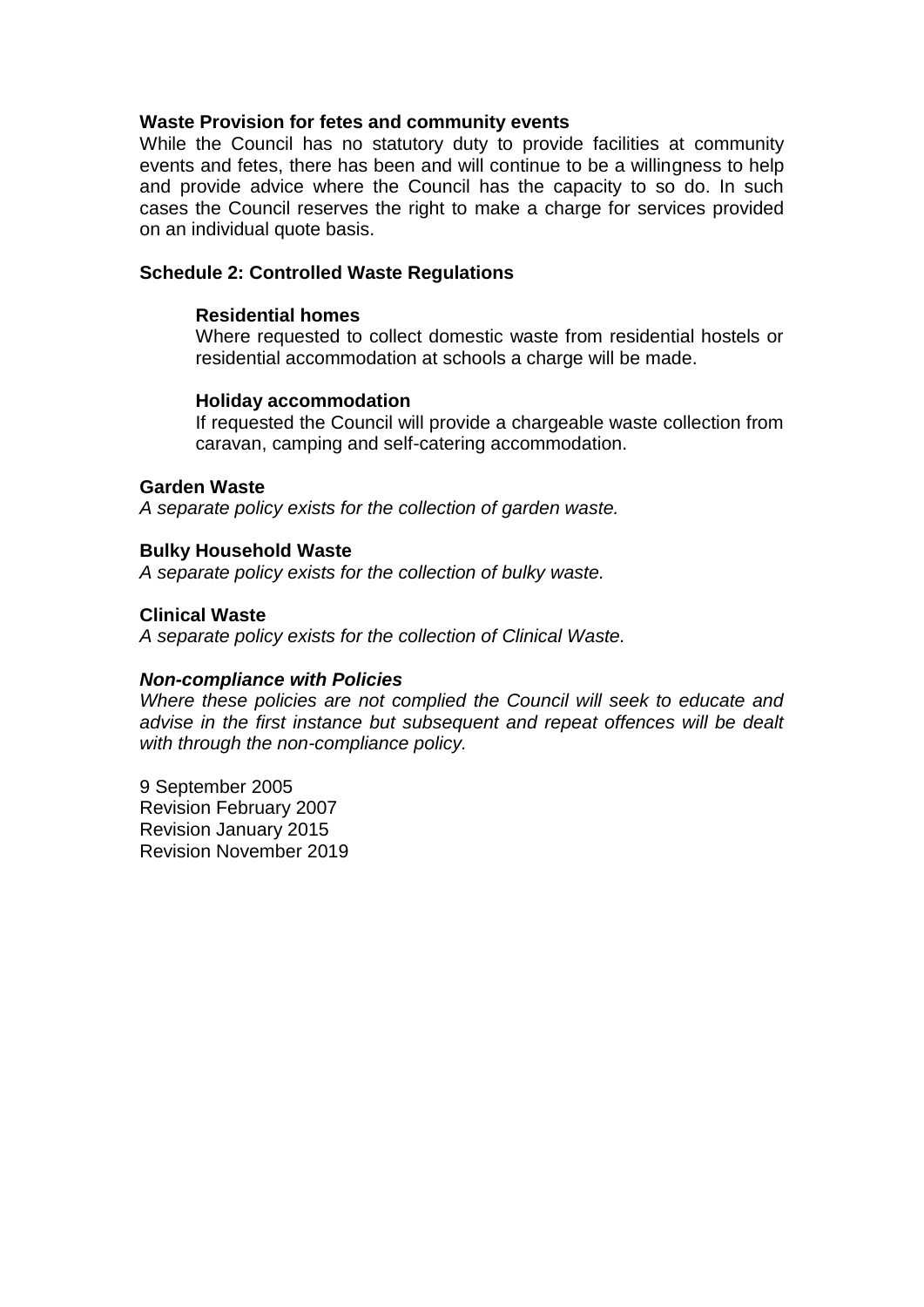**Waste Provision for fetes and community events**

While the Council has no statutory duty to provide facilities at community events and fetes, there has been and will continue to be a willingness to help and provide advice where the Council has the capacity to so do. In such cases the Council reserves the right to make a charge for services provided on an individual quote basis.

**Schedule 2: Controlled Waste Regulations**

**Residential homes**

Where requested to collect domestic waste from residential hostels or residential accommodation at schools a charge will be made.

**Holiday accommodation**

If requested the Council will provide a chargeable waste collection from caravan, camping and self-catering accommodation.

**Garden Waste**

*A separate policy exists for the collection of garden waste.*

**Bulky Household Waste**

*A separate policy exists for the collection of bulky waste.*

**Clinical Waste**

*A separate policy exists for the collection of Clinical Waste.*

***Non-compliance with Policies***

*Where these policies are not complied the Council will seek to educate and advise in the first instance but subsequent and repeat offences will be dealt with through the non-compliance policy.*

9 September 2005
Revision February 2007
Revision January 2015
Revision November 2019